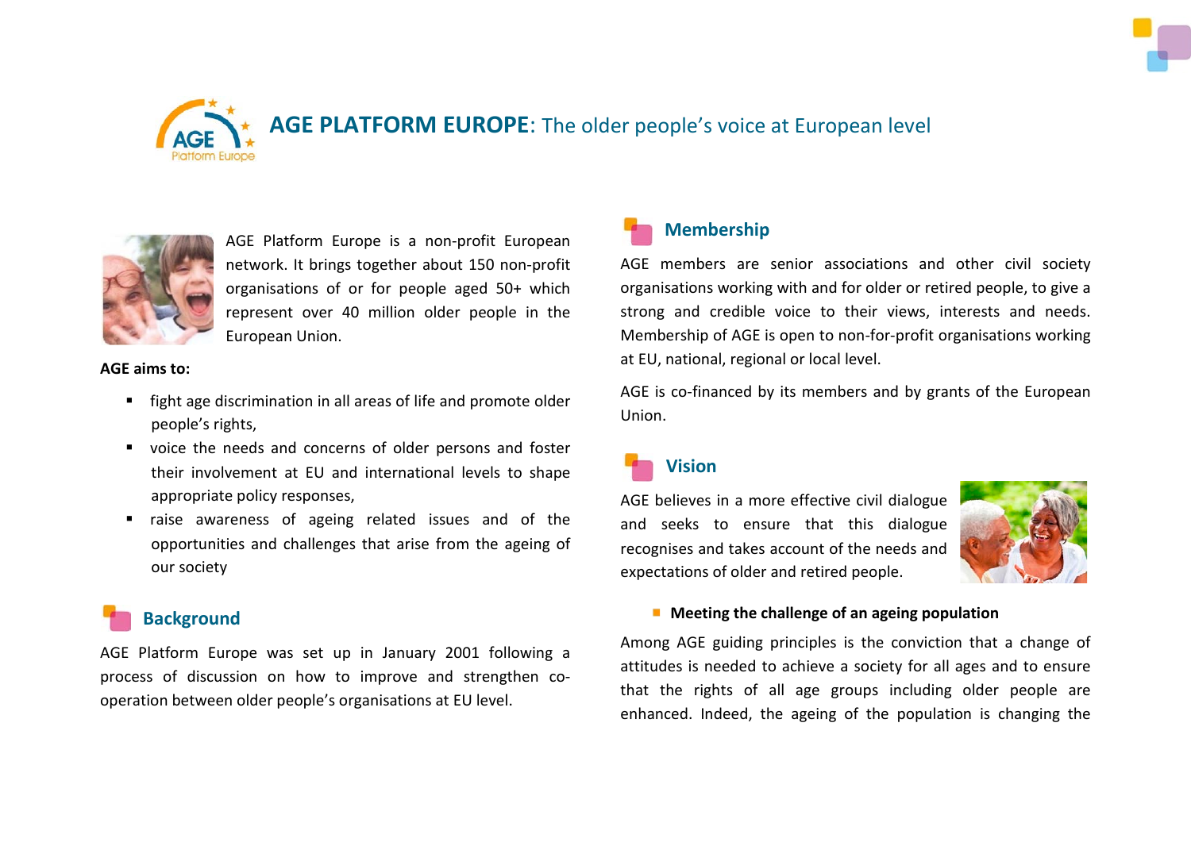# AGE PLATFORM EUROPE: The older people's voice at European level

AGE Platform Europe is a non-profit European network. It brings together about 150 non-profit organisations of or for people aged 50+ which represent over 40 million older people in the European Union.

**AGE aims to:**

- fight age discrimination in all areas of life and promote older people's rights,
- voice the needs and concerns of older persons and foster their involvement at EU and international levels to shape appropriate policy responses,
- raise awareness of ageing related issues and of the opportunities and challenges that arise from the ageing of our society

## Background

AGE Platform Europe was set up in January 2001 following a process of discussion on how to improve and strengthen co-operation between older people's organisations at EU level.

## Membership

AGE members are senior associations and other civil society organisations working with and for older or retired people, to give a strong and credible voice to their views, interests and needs. Membership of AGE is open to non-for-profit organisations working at EU, national, regional or local level.

AGE is co-financed by its members and by grants of the European Union.

## Vision

AGE believes in a more effective civil dialogue and seeks to ensure that this dialogue recognises and takes account of the needs and expectations of older and retired people.

- **Meeting the challenge of an ageing population**

Among AGE guiding principles is the conviction that a change of attitudes is needed to achieve a society for all ages and to ensure that the rights of all age groups including older people are enhanced. Indeed, the ageing of the population is changing the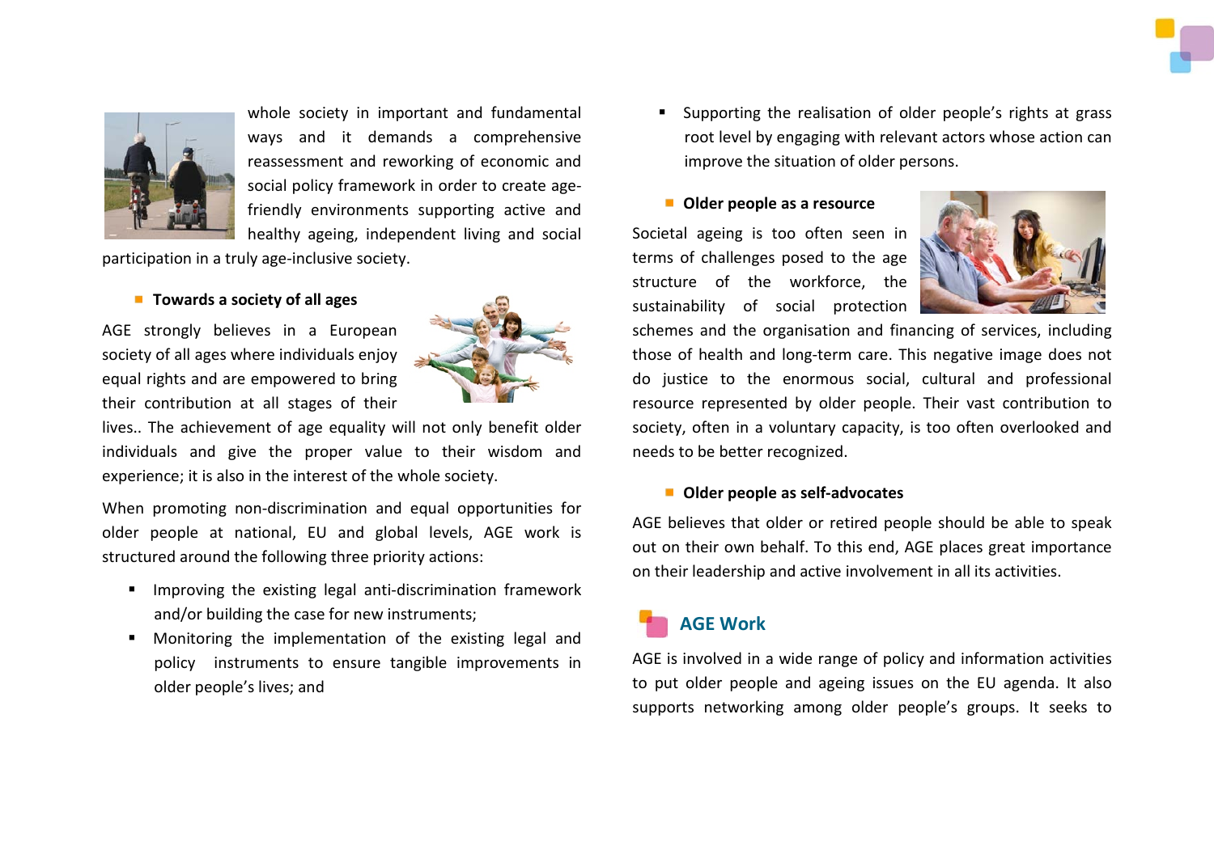whole society in important and fundamental ways and it demands a comprehensive reassessment and reworking of economic and social policy framework in order to create age-friendly environments supporting active and healthy ageing, independent living and social participation in a truly age-inclusive society.

- **Towards a society of all ages**

AGE strongly believes in a European society of all ages where individuals enjoy equal rights and are empowered to bring their contribution at all stages of their lives.. The achievement of age equality will not only benefit older individuals and give the proper value to their wisdom and experience; it is also in the interest of the whole society.

When promoting non-discrimination and equal opportunities for older people at national, EU and global levels, AGE work is structured around the following three priority actions:

- Improving the existing legal anti-discrimination framework and/or building the case for new instruments;
- Monitoring the implementation of the existing legal and policy instruments to ensure tangible improvements in older people's lives; and
- Supporting the realisation of older people's rights at grass root level by engaging with relevant actors whose action can improve the situation of older persons.

- **Older people as a resource**

Societal ageing is too often seen in terms of challenges posed to the age structure of the workforce, the sustainability of social protection schemes and the organisation and financing of services, including those of health and long-term care. This negative image does not do justice to the enormous social, cultural and professional resource represented by older people. Their vast contribution to society, often in a voluntary capacity, is too often overlooked and needs to be better recognized.

- **Older people as self-advocates**

AGE believes that older or retired people should be able to speak out on their own behalf. To this end, AGE places great importance on their leadership and active involvement in all its activities.

## AGE Work

AGE is involved in a wide range of policy and information activities to put older people and ageing issues on the EU agenda. It also supports networking among older people's groups. It seeks to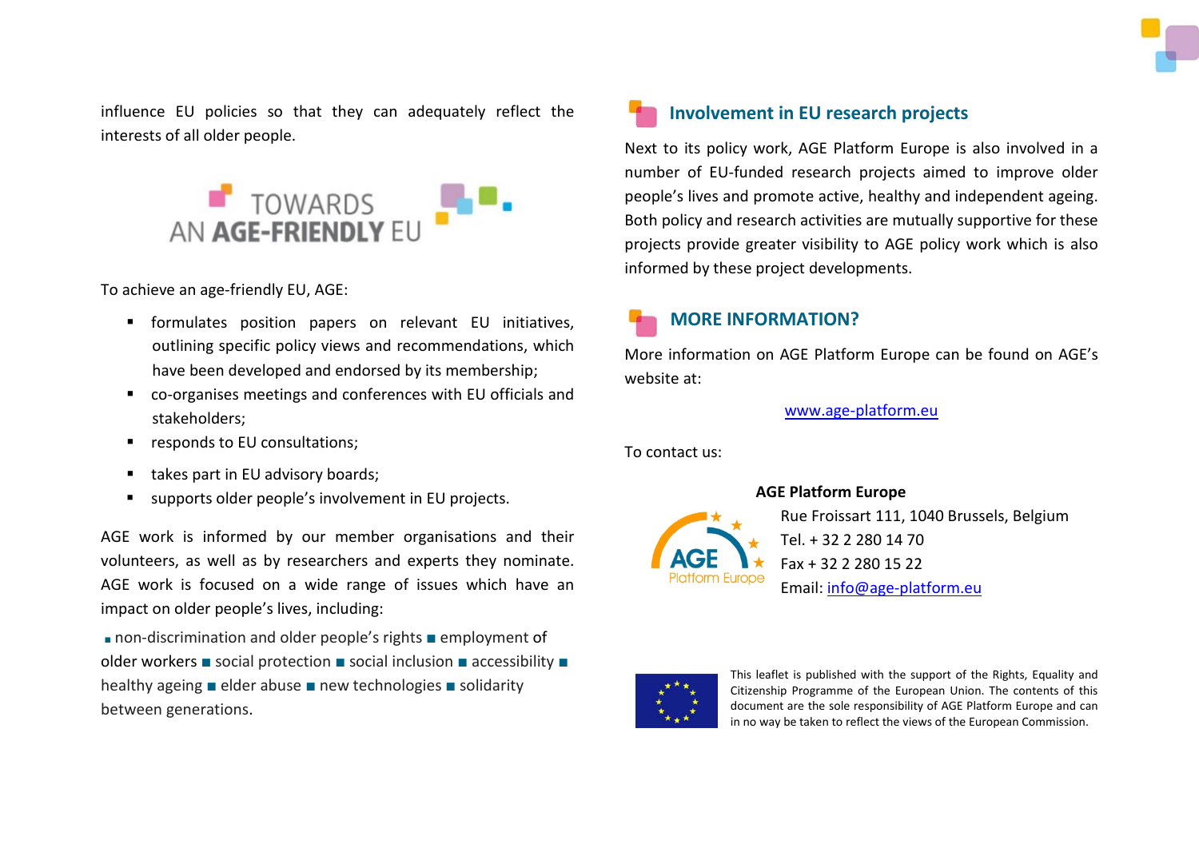influence EU policies so that they can adequately reflect the interests of all older people.

TOWARDS AN **AGE-FRIENDLY** EU

To achieve an age-friendly EU, AGE:

- formulates position papers on relevant EU initiatives, outlining specific policy views and recommendations, which have been developed and endorsed by its membership;
- co-organises meetings and conferences with EU officials and stakeholders;
- responds to EU consultations;
- takes part in EU advisory boards;
- supports older people's involvement in EU projects.

AGE work is informed by our member organisations and their volunteers, as well as by researchers and experts they nominate. AGE work is focused on a wide range of issues which have an impact on older people's lives, including:

■ non-discrimination and older people's rights ■ employment of older workers ■ social protection ■ social inclusion ■ accessibility ■ healthy ageing ■ elder abuse ■ new technologies ■ solidarity between generations.

## Involvement in EU research projects

Next to its policy work, AGE Platform Europe is also involved in a number of EU-funded research projects aimed to improve older people's lives and promote active, healthy and independent ageing. Both policy and research activities are mutually supportive for these projects provide greater visibility to AGE policy work which is also informed by these project developments.

## MORE INFORMATION?

More information on AGE Platform Europe can be found on AGE's website at:

www.age-platform.eu

To contact us:

**AGE Platform Europe**
Rue Froissart 111, 1040 Brussels, Belgium
Tel. + 32 2 280 14 70
Fax + 32 2 280 15 22
Email: info@age-platform.eu

This leaflet is published with the support of the Rights, Equality and Citizenship Programme of the European Union. The contents of this document are the sole responsibility of AGE Platform Europe and can in no way be taken to reflect the views of the European Commission.